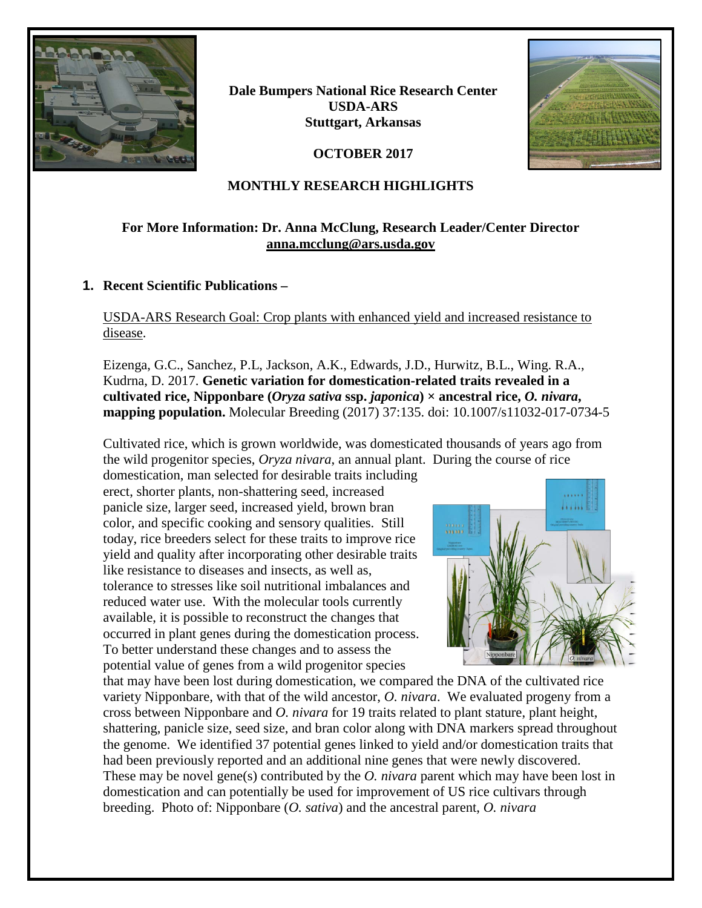**Dale Bumpers National Rice Research Center**
**USDA-ARS**
**Stuttgart, Arkansas**

**OCTOBER 2017**

## MONTHLY RESEARCH HIGHLIGHTS

### For More Information: Dr. Anna McClung, Research Leader/Center Director
**anna.mcclung@ars.usda.gov**

### 1. Recent Scientific Publications –

USDA-ARS Research Goal: Crop plants with enhanced yield and increased resistance to disease.

Eizenga, G.C., Sanchez, P.L, Jackson, A.K., Edwards, J.D., Hurwitz, B.L., Wing. R.A., Kudrna, D. 2017. **Genetic variation for domestication-related traits revealed in a cultivated rice, Nipponbare (*Oryza sativa* ssp. *japonica*) × ancestral rice, *O. nivara*, mapping population.** Molecular Breeding (2017) 37:135. doi: 10.1007/s11032-017-0734-5

Cultivated rice, which is grown worldwide, was domesticated thousands of years ago from the wild progenitor species, *Oryza nivara*, an annual plant. During the course of rice domestication, man selected for desirable traits including erect, shorter plants, non-shattering seed, increased panicle size, larger seed, increased yield, brown bran color, and specific cooking and sensory qualities. Still today, rice breeders select for these traits to improve rice yield and quality after incorporating other desirable traits like resistance to diseases and insects, as well as, tolerance to stresses like soil nutritional imbalances and reduced water use. With the molecular tools currently available, it is possible to reconstruct the changes that occurred in plant genes during the domestication process. To better understand these changes and to assess the potential value of genes from a wild progenitor species that may have been lost during domestication, we compared the DNA of the cultivated rice variety Nipponbare, with that of the wild ancestor, *O. nivara*. We evaluated progeny from a cross between Nipponbare and *O. nivara* for 19 traits related to plant stature, plant height, shattering, panicle size, seed size, and bran color along with DNA markers spread throughout the genome. We identified 37 potential genes linked to yield and/or domestication traits that had been previously reported and an additional nine genes that were newly discovered. These may be novel gene(s) contributed by the *O. nivara* parent which may have been lost in domestication and can potentially be used for improvement of US rice cultivars through breeding. Photo of: Nipponbare (*O. sativa*) and the ancestral parent, *O. nivara*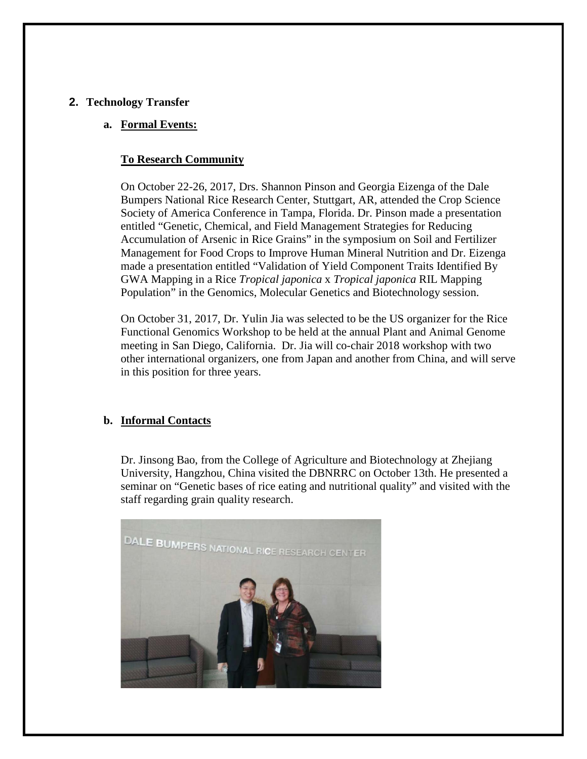## 2. Technology Transfer

### a. Formal Events:

**To Research Community**

On October 22-26, 2017, Drs. Shannon Pinson and Georgia Eizenga of the Dale Bumpers National Rice Research Center, Stuttgart, AR, attended the Crop Science Society of America Conference in Tampa, Florida. Dr. Pinson made a presentation entitled "Genetic, Chemical, and Field Management Strategies for Reducing Accumulation of Arsenic in Rice Grains" in the symposium on Soil and Fertilizer Management for Food Crops to Improve Human Mineral Nutrition and Dr. Eizenga made a presentation entitled "Validation of Yield Component Traits Identified By GWA Mapping in a Rice *Tropical japonica* x *Tropical japonica* RIL Mapping Population" in the Genomics, Molecular Genetics and Biotechnology session.

On October 31, 2017, Dr. Yulin Jia was selected to be the US organizer for the Rice Functional Genomics Workshop to be held at the annual Plant and Animal Genome meeting in San Diego, California. Dr. Jia will co-chair 2018 workshop with two other international organizers, one from Japan and another from China, and will serve in this position for three years.

### b. Informal Contacts

Dr. Jinsong Bao, from the College of Agriculture and Biotechnology at Zhejiang University, Hangzhou, China visited the DBNRRC on October 13th. He presented a seminar on "Genetic bases of rice eating and nutritional quality" and visited with the staff regarding grain quality research.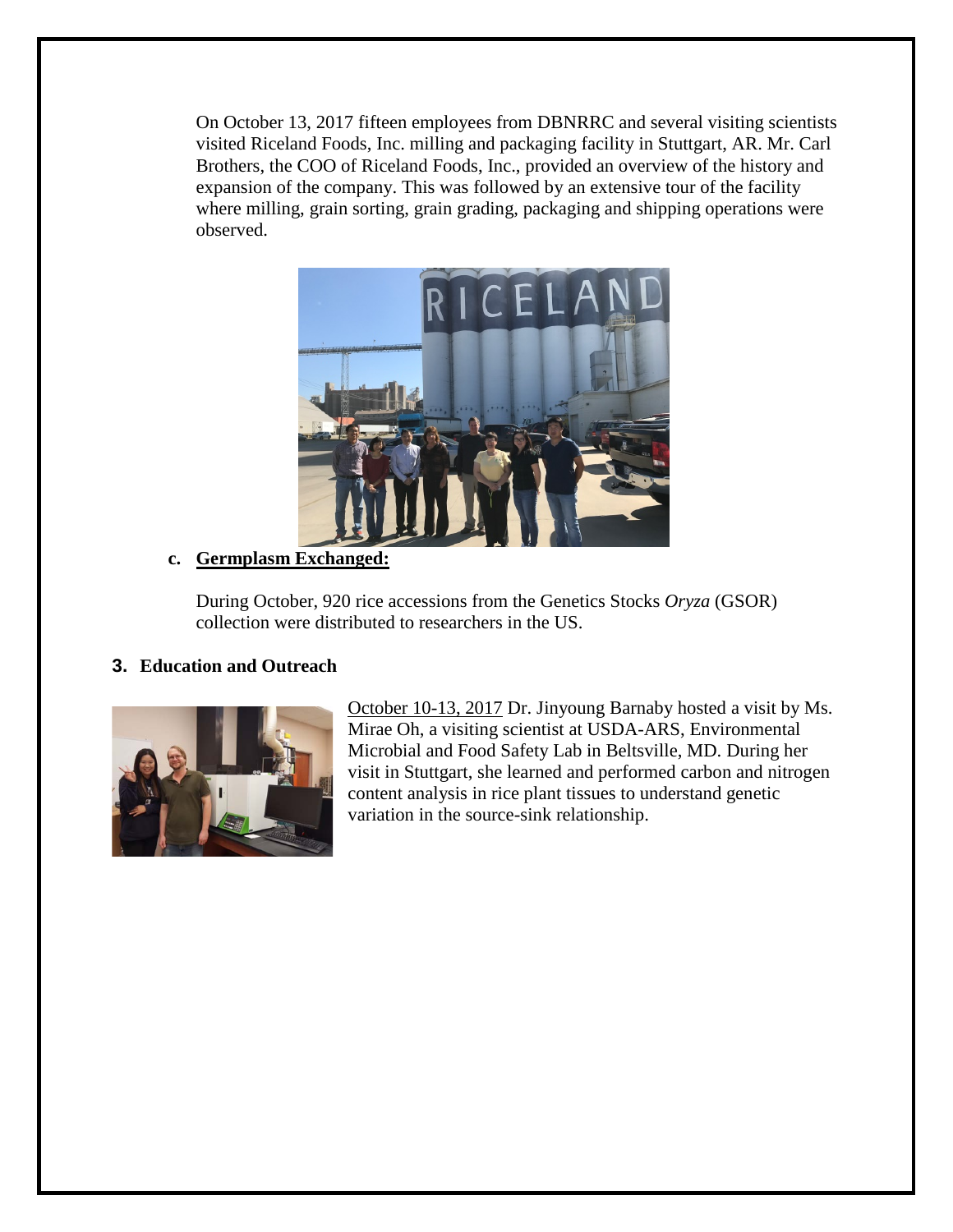On October 13, 2017 fifteen employees from DBNRRC and several visiting scientists visited Riceland Foods, Inc. milling and packaging facility in Stuttgart, AR. Mr. Carl Brothers, the COO of Riceland Foods, Inc., provided an overview of the history and expansion of the company. This was followed by an extensive tour of the facility where milling, grain sorting, grain grading, packaging and shipping operations were observed.

**c. Germplasm Exchanged:**

During October, 920 rice accessions from the Genetics Stocks *Oryza* (GSOR) collection were distributed to researchers in the US.

## 3. Education and Outreach

October 10-13, 2017 Dr. Jinyoung Barnaby hosted a visit by Ms. Mirae Oh, a visiting scientist at USDA-ARS, Environmental Microbial and Food Safety Lab in Beltsville, MD. During her visit in Stuttgart, she learned and performed carbon and nitrogen content analysis in rice plant tissues to understand genetic variation in the source-sink relationship.